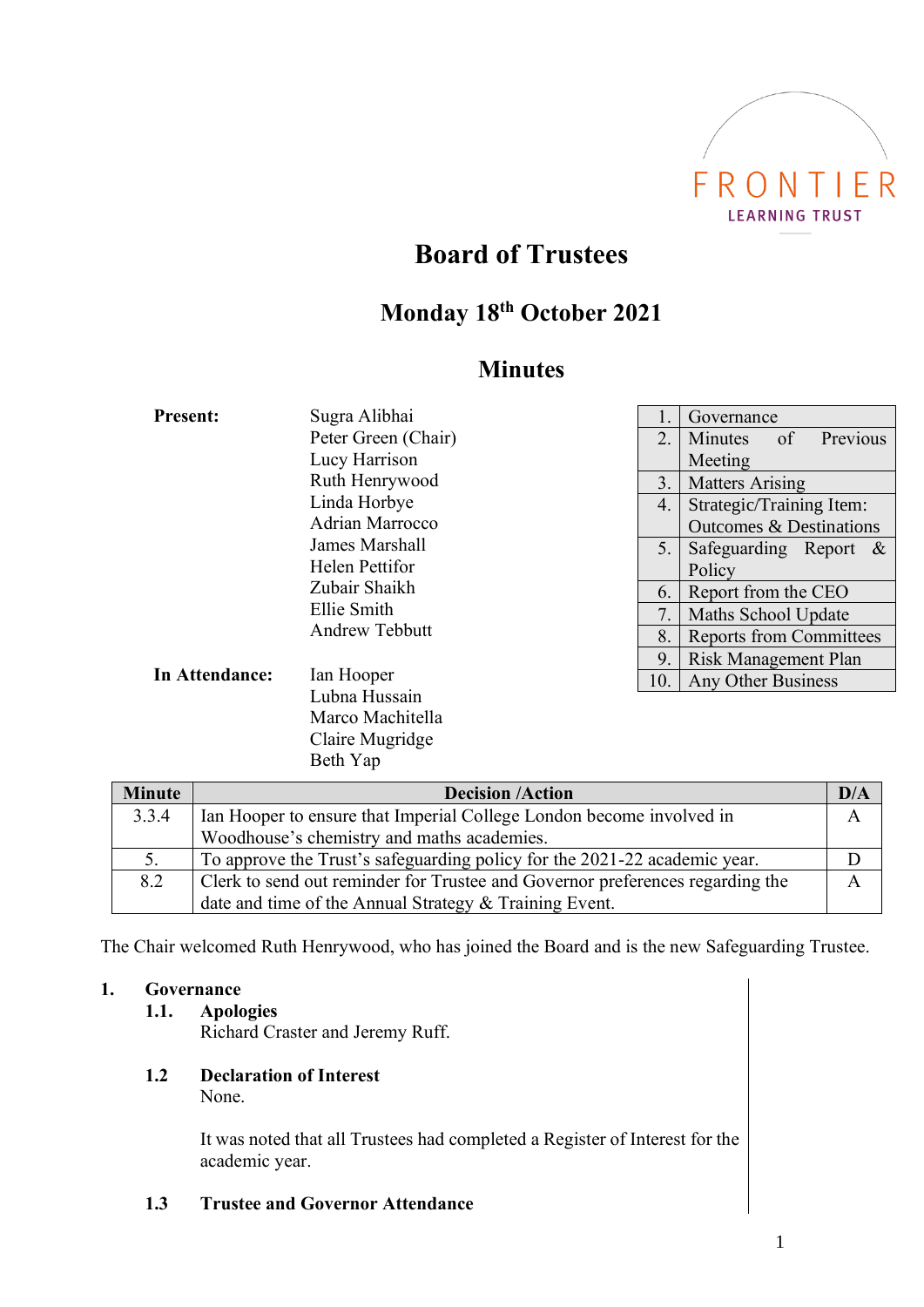FRONTIER
LEARNING TRUST

# Board of Trustees

## Monday 18th October 2021

## Minutes

**Present:**

Sugra Alibhai
Peter Green (Chair)
Lucy Harrison
Ruth Henrywood
Linda Horbye
Adrian Marrocco
James Marshall
Helen Pettifor
Zubair Shaikh
Ellie Smith
Andrew Tebbutt

**In Attendance:**

Ian Hooper
Lubna Hussain
Marco Machitella
Claire Mugridge
Beth Yap

| | |
|---|---|
| 1. | Governance |
| 2. | Minutes of Previous Meeting |
| 3. | Matters Arising |
| 4. | Strategic/Training Item: Outcomes & Destinations |
| 5. | Safeguarding Report & Policy |
| 6. | Report from the CEO |
| 7. | Maths School Update |
| 8. | Reports from Committees |
| 9. | Risk Management Plan |
| 10. | Any Other Business |

| Minute | Decision /Action | D/A |
|---|---|---|
| 3.3.4 | Ian Hooper to ensure that Imperial College London become involved in Woodhouse's chemistry and maths academies. | A |
| 5. | To approve the Trust's safeguarding policy for the 2021-22 academic year. | D |
| 8.2 | Clerk to send out reminder for Trustee and Governor preferences regarding the date and time of the Annual Strategy & Training Event. | A |

The Chair welcomed Ruth Henrywood, who has joined the Board and is the new Safeguarding Trustee.

**1. Governance**

**1.1. Apologies**

Richard Craster and Jeremy Ruff.

**1.2 Declaration of Interest**

None.

It was noted that all Trustees had completed a Register of Interest for the academic year.

**1.3 Trustee and Governor Attendance**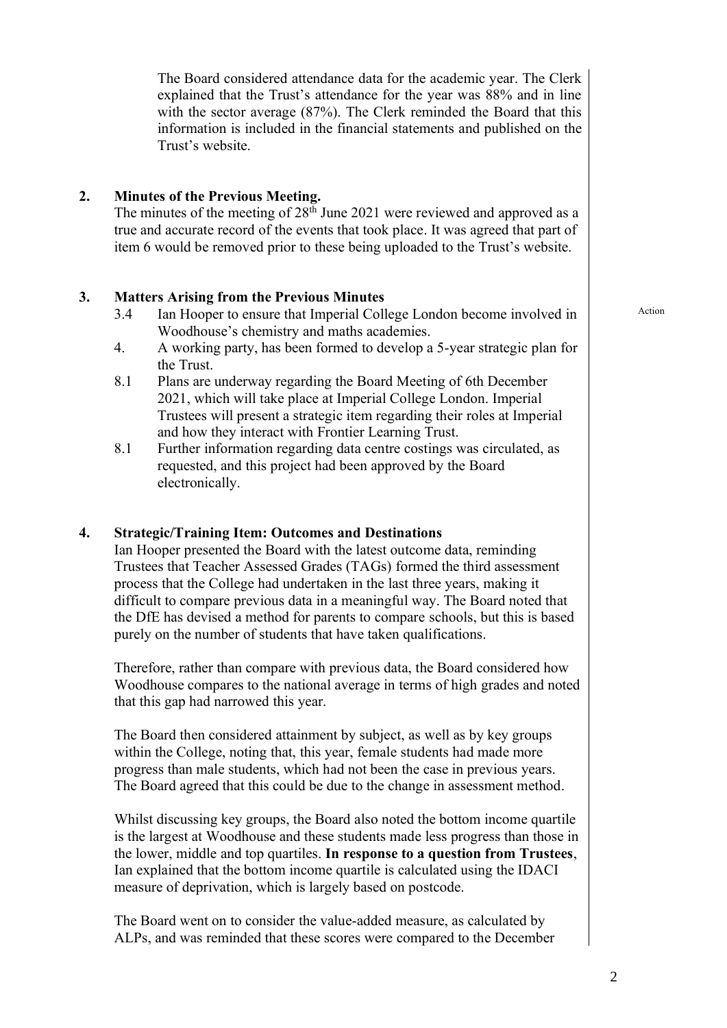The Board considered attendance data for the academic year. The Clerk explained that the Trust's attendance for the year was 88% and in line with the sector average (87%). The Clerk reminded the Board that this information is included in the financial statements and published on the Trust's website.

## 2. Minutes of the Previous Meeting.

The minutes of the meeting of 28th June 2021 were reviewed and approved as a true and accurate record of the events that took place. It was agreed that part of item 6 would be removed prior to these being uploaded to the Trust's website.

## 3. Matters Arising from the Previous Minutes

Action

- 3.4 Ian Hooper to ensure that Imperial College London become involved in Woodhouse's chemistry and maths academies.
- 4. A working party, has been formed to develop a 5-year strategic plan for the Trust.
- 8.1 Plans are underway regarding the Board Meeting of 6th December 2021, which will take place at Imperial College London. Imperial Trustees will present a strategic item regarding their roles at Imperial and how they interact with Frontier Learning Trust.
- 8.1 Further information regarding data centre costings was circulated, as requested, and this project had been approved by the Board electronically.

## 4. Strategic/Training Item: Outcomes and Destinations

Ian Hooper presented the Board with the latest outcome data, reminding Trustees that Teacher Assessed Grades (TAGs) formed the third assessment process that the College had undertaken in the last three years, making it difficult to compare previous data in a meaningful way. The Board noted that the DfE has devised a method for parents to compare schools, but this is based purely on the number of students that have taken qualifications.

Therefore, rather than compare with previous data, the Board considered how Woodhouse compares to the national average in terms of high grades and noted that this gap had narrowed this year.

The Board then considered attainment by subject, as well as by key groups within the College, noting that, this year, female students had made more progress than male students, which had not been the case in previous years. The Board agreed that this could be due to the change in assessment method.

Whilst discussing key groups, the Board also noted the bottom income quartile is the largest at Woodhouse and these students made less progress than those in the lower, middle and top quartiles. **In response to a question from Trustees**, Ian explained that the bottom income quartile is calculated using the IDACI measure of deprivation, which is largely based on postcode.

The Board went on to consider the value-added measure, as calculated by ALPs, and was reminded that these scores were compared to the December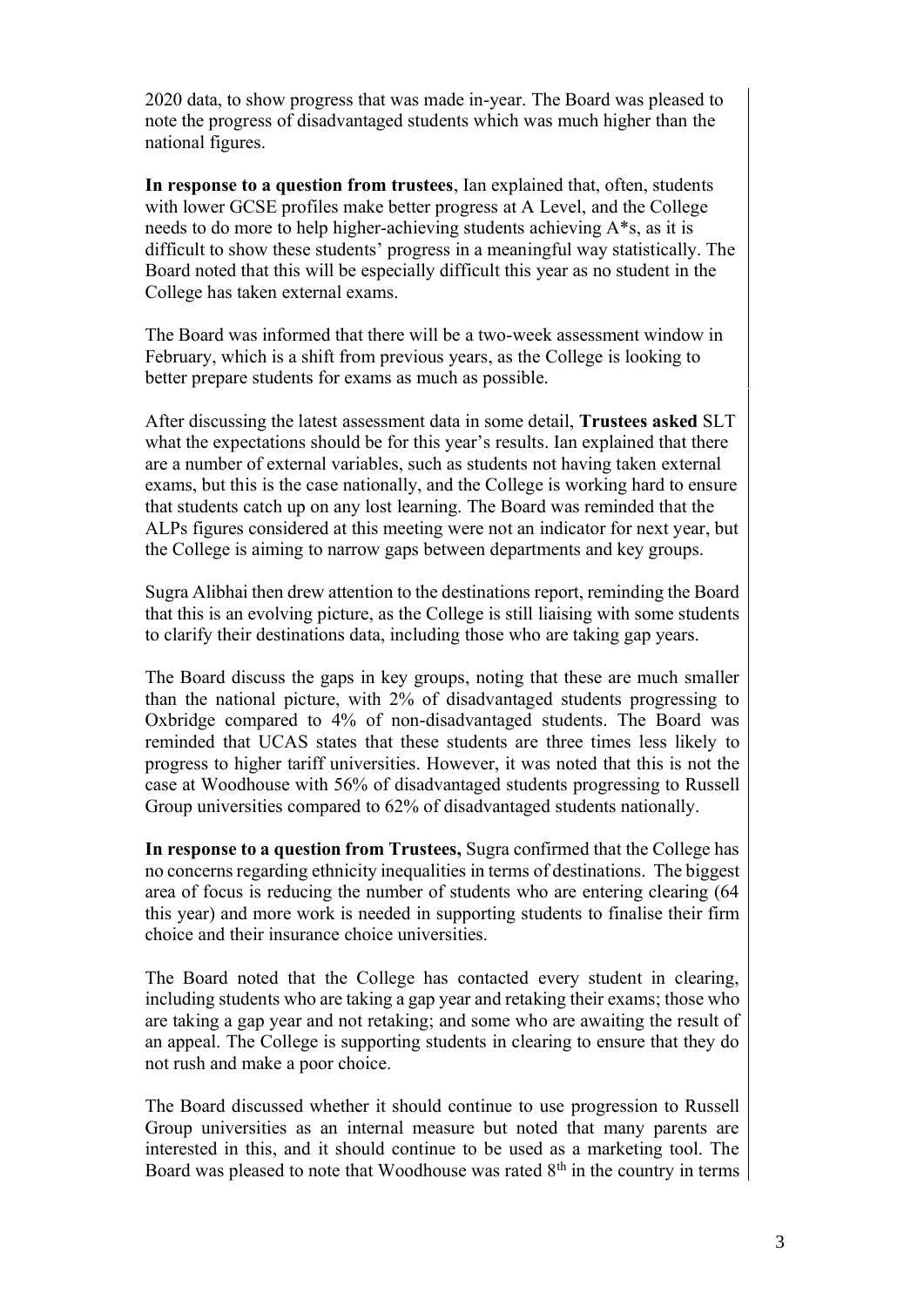2020 data, to show progress that was made in-year. The Board was pleased to note the progress of disadvantaged students which was much higher than the national figures.

**In response to a question from trustees**, Ian explained that, often, students with lower GCSE profiles make better progress at A Level, and the College needs to do more to help higher-achieving students achieving A*s, as it is difficult to show these students' progress in a meaningful way statistically. The Board noted that this will be especially difficult this year as no student in the College has taken external exams.

The Board was informed that there will be a two-week assessment window in February, which is a shift from previous years, as the College is looking to better prepare students for exams as much as possible.

After discussing the latest assessment data in some detail, **Trustees asked** SLT what the expectations should be for this year's results. Ian explained that there are a number of external variables, such as students not having taken external exams, but this is the case nationally, and the College is working hard to ensure that students catch up on any lost learning. The Board was reminded that the ALPs figures considered at this meeting were not an indicator for next year, but the College is aiming to narrow gaps between departments and key groups.

Sugra Alibhai then drew attention to the destinations report, reminding the Board that this is an evolving picture, as the College is still liaising with some students to clarify their destinations data, including those who are taking gap years.

The Board discuss the gaps in key groups, noting that these are much smaller than the national picture, with 2% of disadvantaged students progressing to Oxbridge compared to 4% of non-disadvantaged students. The Board was reminded that UCAS states that these students are three times less likely to progress to higher tariff universities. However, it was noted that this is not the case at Woodhouse with 56% of disadvantaged students progressing to Russell Group universities compared to 62% of disadvantaged students nationally.

**In response to a question from Trustees,** Sugra confirmed that the College has no concerns regarding ethnicity inequalities in terms of destinations. The biggest area of focus is reducing the number of students who are entering clearing (64 this year) and more work is needed in supporting students to finalise their firm choice and their insurance choice universities.

The Board noted that the College has contacted every student in clearing, including students who are taking a gap year and retaking their exams; those who are taking a gap year and not retaking; and some who are awaiting the result of an appeal. The College is supporting students in clearing to ensure that they do not rush and make a poor choice.

The Board discussed whether it should continue to use progression to Russell Group universities as an internal measure but noted that many parents are interested in this, and it should continue to be used as a marketing tool. The Board was pleased to note that Woodhouse was rated 8th in the country in terms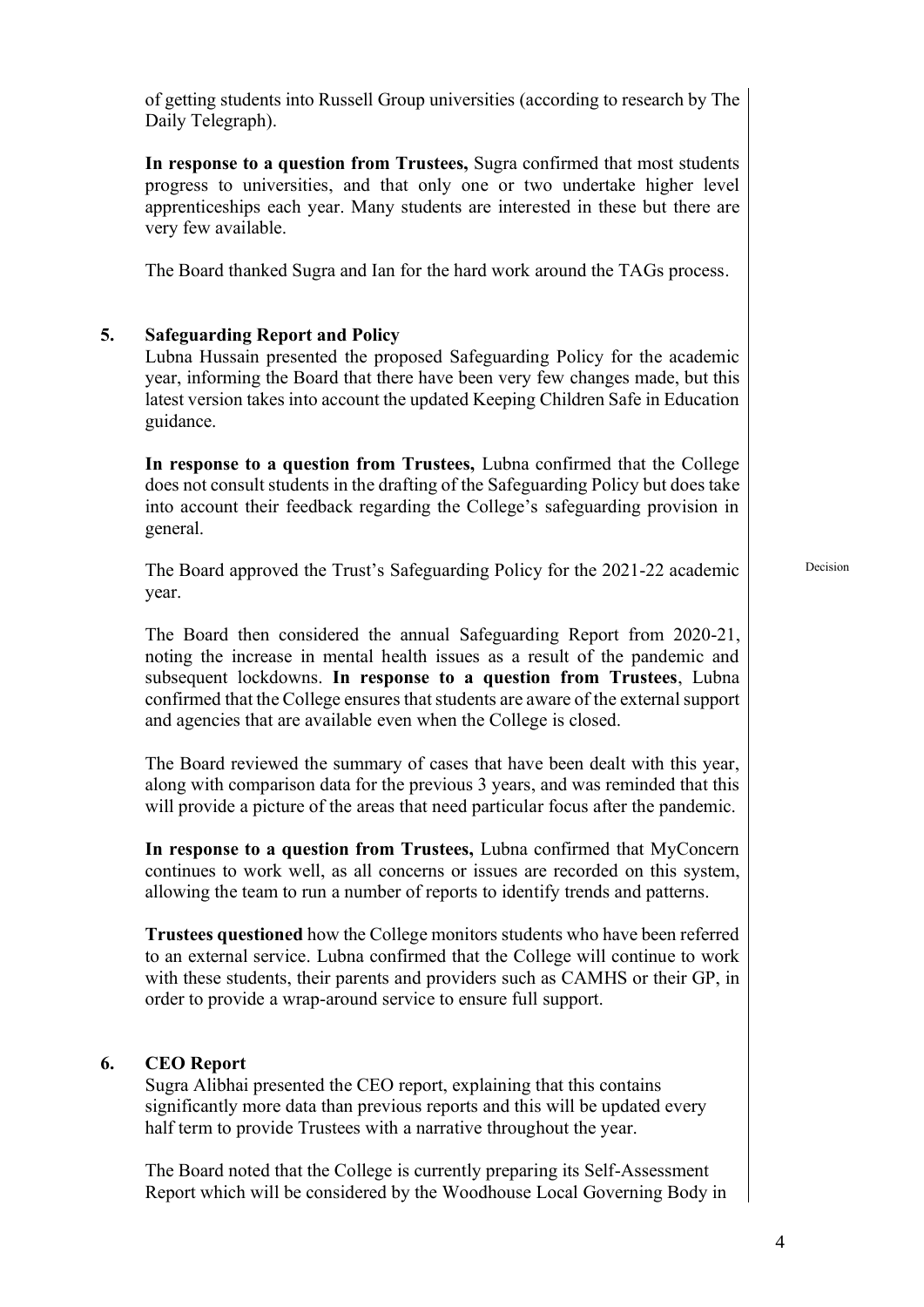of getting students into Russell Group universities (according to research by The Daily Telegraph).

**In response to a question from Trustees,** Sugra confirmed that most students progress to universities, and that only one or two undertake higher level apprenticeships each year. Many students are interested in these but there are very few available.

The Board thanked Sugra and Ian for the hard work around the TAGs process.

## 5. Safeguarding Report and Policy

Lubna Hussain presented the proposed Safeguarding Policy for the academic year, informing the Board that there have been very few changes made, but this latest version takes into account the updated Keeping Children Safe in Education guidance.

**In response to a question from Trustees,** Lubna confirmed that the College does not consult students in the drafting of the Safeguarding Policy but does take into account their feedback regarding the College's safeguarding provision in general.

The Board approved the Trust's Safeguarding Policy for the 2021-22 academic year. — Decision

The Board then considered the annual Safeguarding Report from 2020-21, noting the increase in mental health issues as a result of the pandemic and subsequent lockdowns. **In response to a question from Trustees**, Lubna confirmed that the College ensures that students are aware of the external support and agencies that are available even when the College is closed.

The Board reviewed the summary of cases that have been dealt with this year, along with comparison data for the previous 3 years, and was reminded that this will provide a picture of the areas that need particular focus after the pandemic.

**In response to a question from Trustees,** Lubna confirmed that MyConcern continues to work well, as all concerns or issues are recorded on this system, allowing the team to run a number of reports to identify trends and patterns.

**Trustees questioned** how the College monitors students who have been referred to an external service. Lubna confirmed that the College will continue to work with these students, their parents and providers such as CAMHS or their GP, in order to provide a wrap-around service to ensure full support.

## 6. CEO Report

Sugra Alibhai presented the CEO report, explaining that this contains significantly more data than previous reports and this will be updated every half term to provide Trustees with a narrative throughout the year.

The Board noted that the College is currently preparing its Self-Assessment Report which will be considered by the Woodhouse Local Governing Body in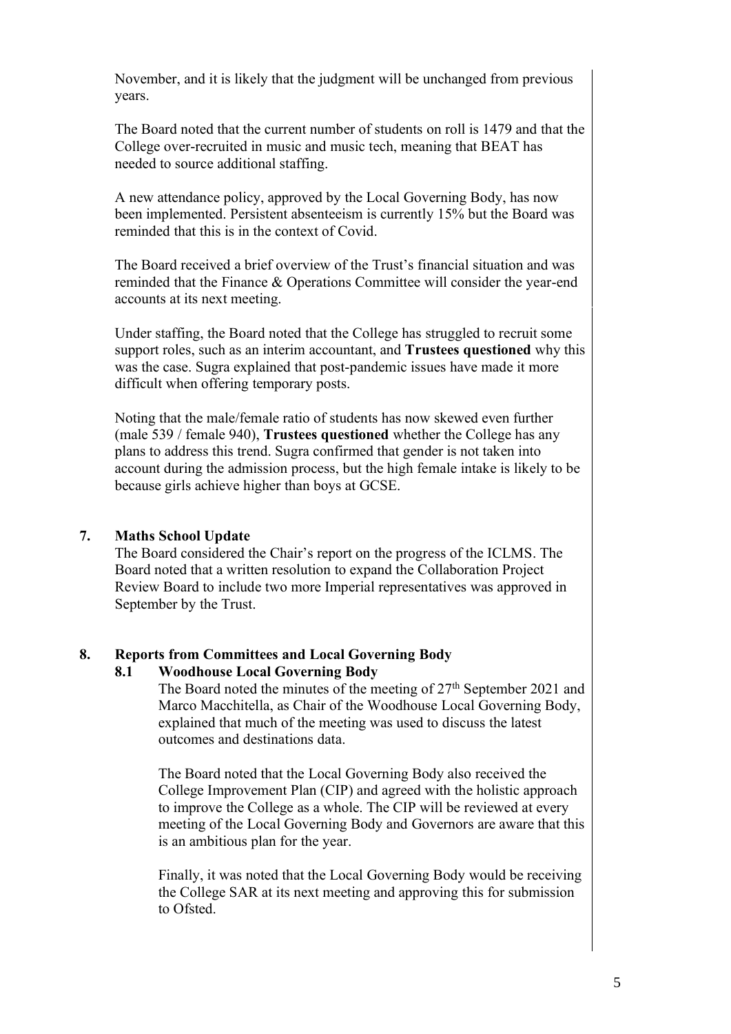November, and it is likely that the judgment will be unchanged from previous years.

The Board noted that the current number of students on roll is 1479 and that the College over-recruited in music and music tech, meaning that BEAT has needed to source additional staffing.

A new attendance policy, approved by the Local Governing Body, has now been implemented. Persistent absenteeism is currently 15% but the Board was reminded that this is in the context of Covid.

The Board received a brief overview of the Trust's financial situation and was reminded that the Finance & Operations Committee will consider the year-end accounts at its next meeting.

Under staffing, the Board noted that the College has struggled to recruit some support roles, such as an interim accountant, and **Trustees questioned** why this was the case. Sugra explained that post-pandemic issues have made it more difficult when offering temporary posts.

Noting that the male/female ratio of students has now skewed even further (male 539 / female 940), **Trustees questioned** whether the College has any plans to address this trend. Sugra confirmed that gender is not taken into account during the admission process, but the high female intake is likely to be because girls achieve higher than boys at GCSE.

## 7. Maths School Update

The Board considered the Chair's report on the progress of the ICLMS. The Board noted that a written resolution to expand the Collaboration Project Review Board to include two more Imperial representatives was approved in September by the Trust.

## 8. Reports from Committees and Local Governing Body

### 8.1 Woodhouse Local Governing Body

The Board noted the minutes of the meeting of 27th September 2021 and Marco Macchitella, as Chair of the Woodhouse Local Governing Body, explained that much of the meeting was used to discuss the latest outcomes and destinations data.

The Board noted that the Local Governing Body also received the College Improvement Plan (CIP) and agreed with the holistic approach to improve the College as a whole. The CIP will be reviewed at every meeting of the Local Governing Body and Governors are aware that this is an ambitious plan for the year.

Finally, it was noted that the Local Governing Body would be receiving the College SAR at its next meeting and approving this for submission to Ofsted.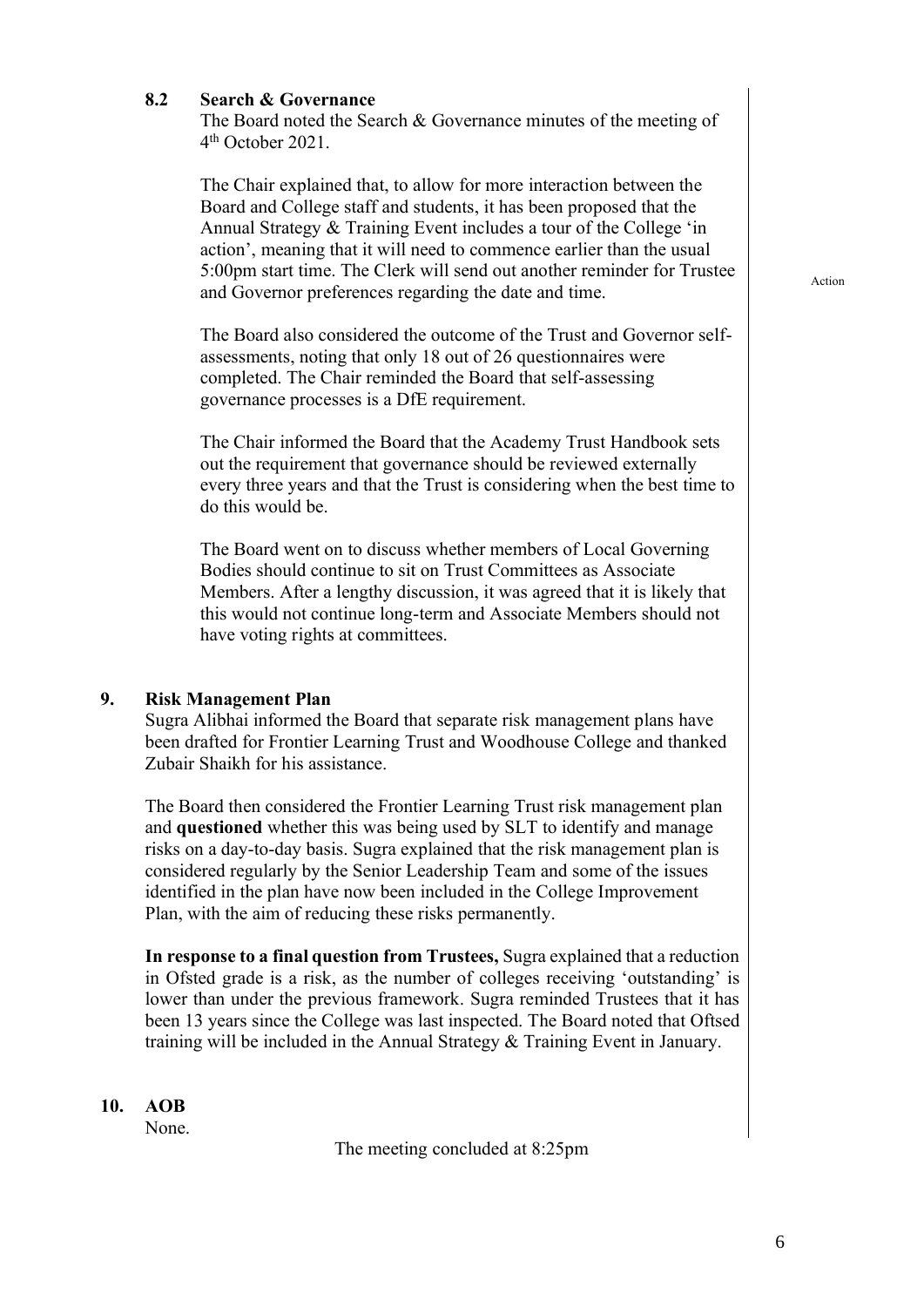### 8.2 Search & Governance

The Board noted the Search & Governance minutes of the meeting of 4th October 2021.

The Chair explained that, to allow for more interaction between the Board and College staff and students, it has been proposed that the Annual Strategy & Training Event includes a tour of the College 'in action', meaning that it will need to commence earlier than the usual 5:00pm start time. The Clerk will send out another reminder for Trustee and Governor preferences regarding the date and time. Action

The Board also considered the outcome of the Trust and Governor self-assessments, noting that only 18 out of 26 questionnaires were completed. The Chair reminded the Board that self-assessing governance processes is a DfE requirement.

The Chair informed the Board that the Academy Trust Handbook sets out the requirement that governance should be reviewed externally every three years and that the Trust is considering when the best time to do this would be.

The Board went on to discuss whether members of Local Governing Bodies should continue to sit on Trust Committees as Associate Members. After a lengthy discussion, it was agreed that it is likely that this would not continue long-term and Associate Members should not have voting rights at committees.

## 9. Risk Management Plan

Sugra Alibhai informed the Board that separate risk management plans have been drafted for Frontier Learning Trust and Woodhouse College and thanked Zubair Shaikh for his assistance.

The Board then considered the Frontier Learning Trust risk management plan and **questioned** whether this was being used by SLT to identify and manage risks on a day-to-day basis. Sugra explained that the risk management plan is considered regularly by the Senior Leadership Team and some of the issues identified in the plan have now been included in the College Improvement Plan, with the aim of reducing these risks permanently.

**In response to a final question from Trustees,** Sugra explained that a reduction in Ofsted grade is a risk, as the number of colleges receiving 'outstanding' is lower than under the previous framework. Sugra reminded Trustees that it has been 13 years since the College was last inspected. The Board noted that Oftsed training will be included in the Annual Strategy & Training Event in January.

## 10. AOB

None.

The meeting concluded at 8:25pm